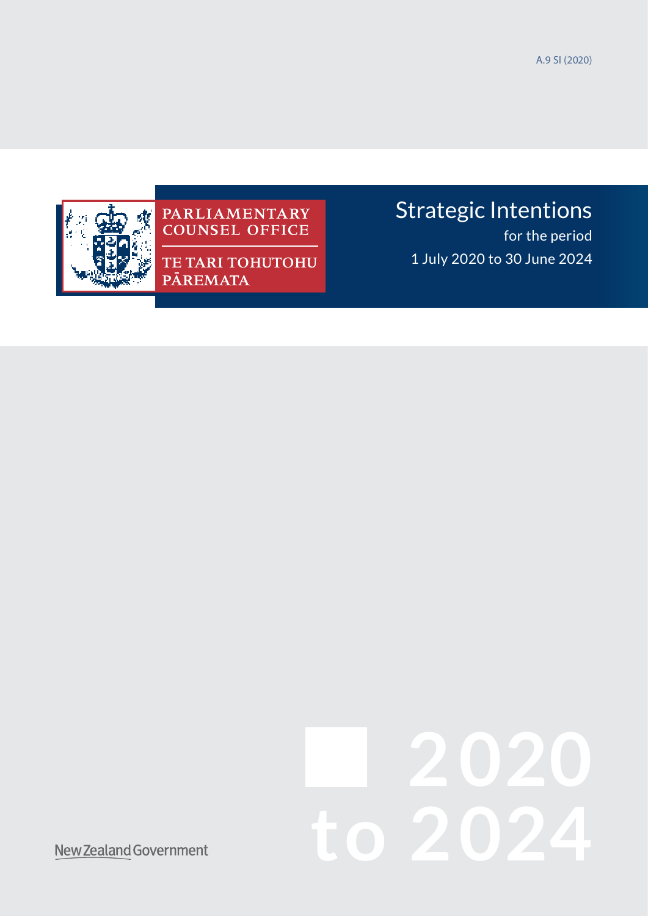A.9 SI (2020)

PARLIAMENTARY COUNSEL OFFICE

TE TARI TOHUTOHU PĀREMATA

# Strategic Intentions

for the period

1 July 2020 to 30 June 2024

2020 to 2024

New Zealand Government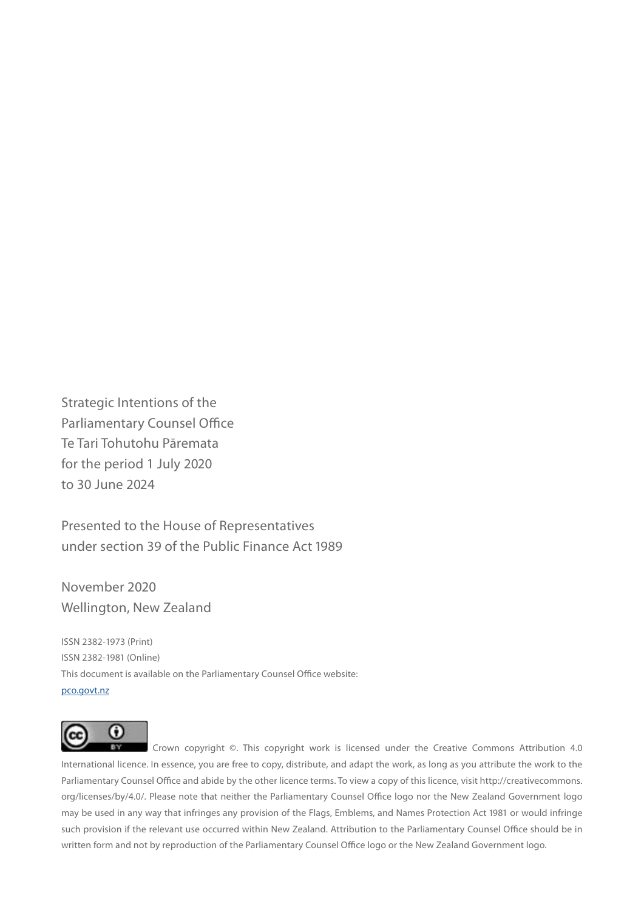Strategic Intentions of the
Parliamentary Counsel Office
Te Tari Tohutohu Pāremata
for the period 1 July 2020
to 30 June 2024

Presented to the House of Representatives
under section 39 of the Public Finance Act 1989

November 2020
Wellington, New Zealand

ISSN 2382-1973 (Print)
ISSN 2382-1981 (Online)
This document is available on the Parliamentary Counsel Office website:
pco.govt.nz

Crown copyright ©. This copyright work is licensed under the Creative Commons Attribution 4.0 International licence. In essence, you are free to copy, distribute, and adapt the work, as long as you attribute the work to the Parliamentary Counsel Office and abide by the other licence terms. To view a copy of this licence, visit http://creativecommons.org/licenses/by/4.0/. Please note that neither the Parliamentary Counsel Office logo nor the New Zealand Government logo may be used in any way that infringes any provision of the Flags, Emblems, and Names Protection Act 1981 or would infringe such provision if the relevant use occurred within New Zealand. Attribution to the Parliamentary Counsel Office should be in written form and not by reproduction of the Parliamentary Counsel Office logo or the New Zealand Government logo.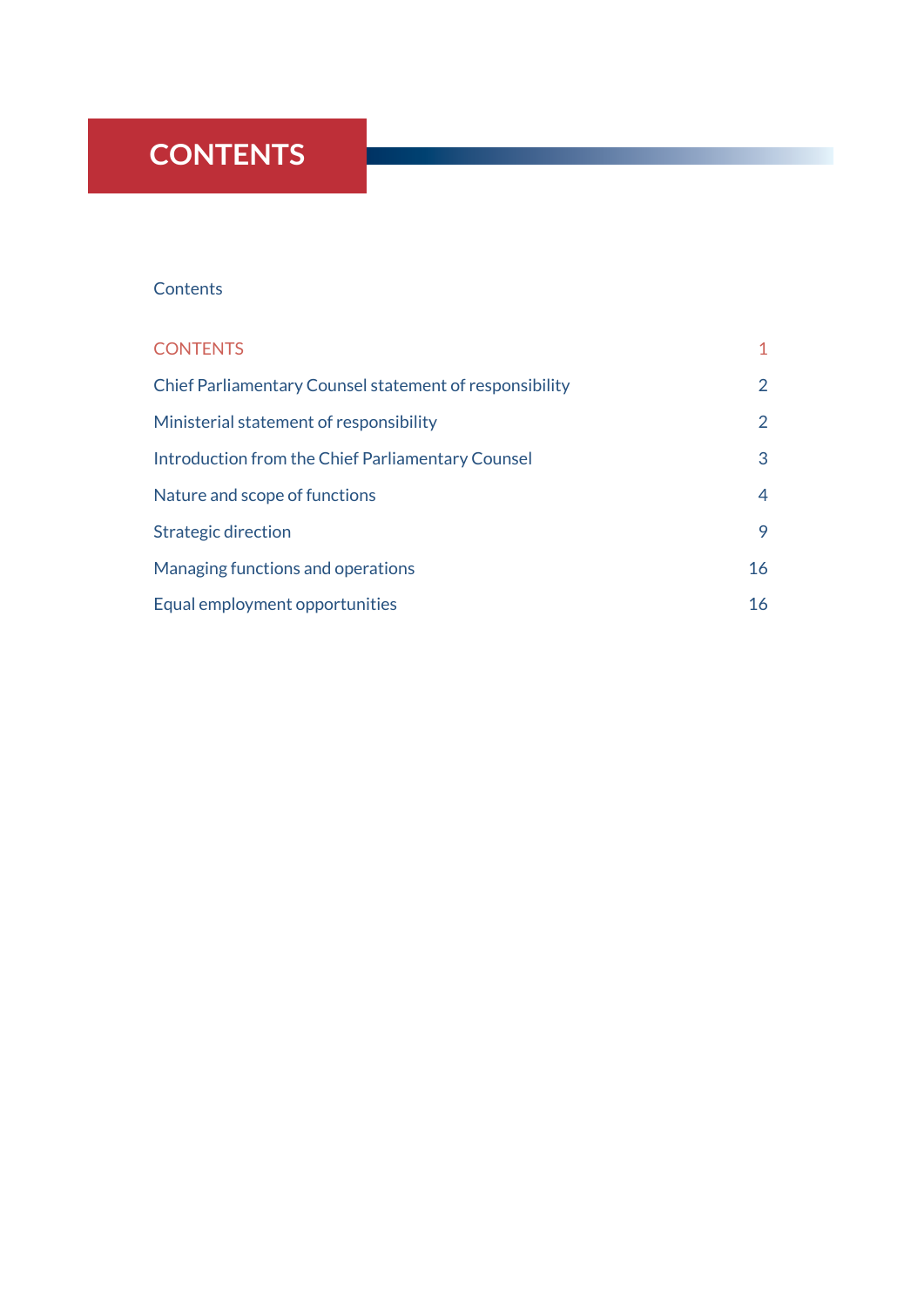# CONTENTS

Contents

| | |
|---|---|
| CONTENTS | 1 |
| Chief Parliamentary Counsel statement of responsibility | 2 |
| Ministerial statement of responsibility | 2 |
| Introduction from the Chief Parliamentary Counsel | 3 |
| Nature and scope of functions | 4 |
| Strategic direction | 9 |
| Managing functions and operations | 16 |
| Equal employment opportunities | 16 |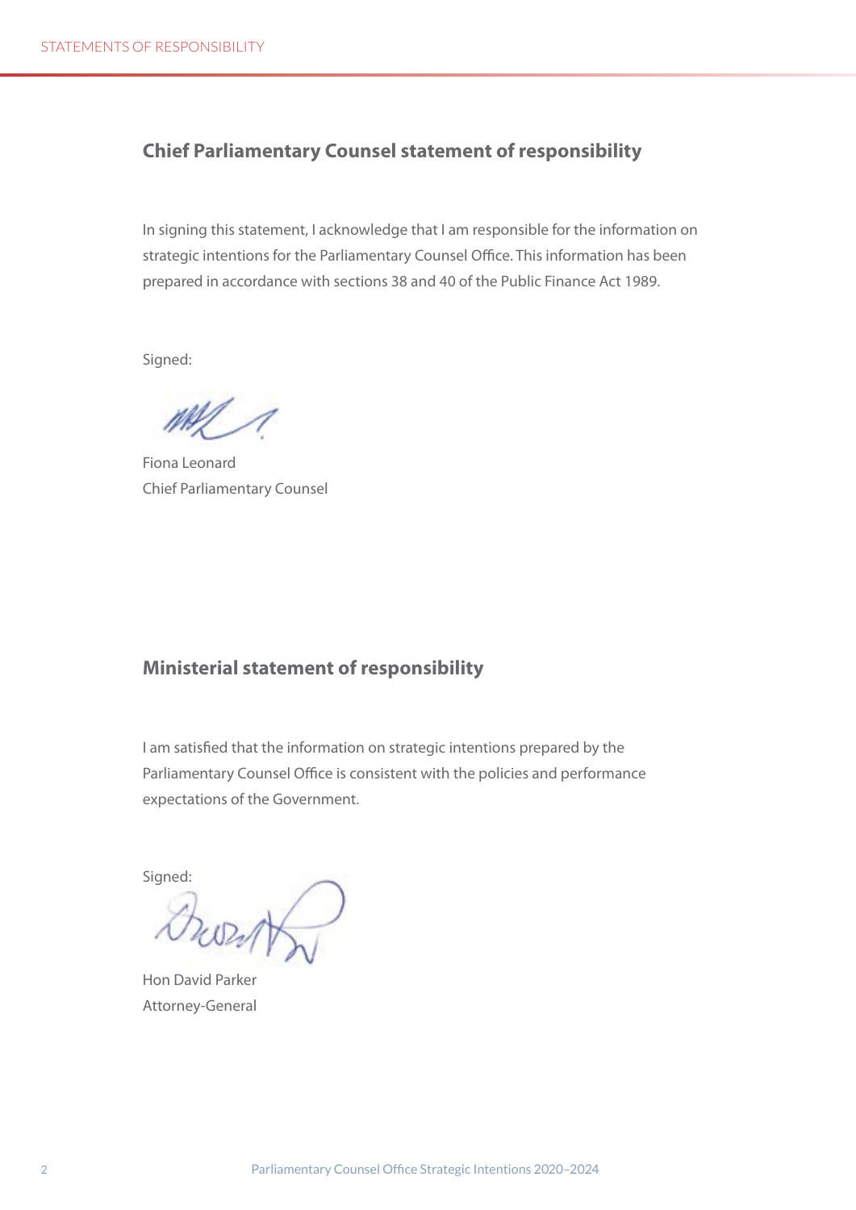## Chief Parliamentary Counsel statement of responsibility

In signing this statement, I acknowledge that I am responsible for the information on strategic intentions for the Parliamentary Counsel Office. This information has been prepared in accordance with sections 38 and 40 of the Public Finance Act 1989.

Signed:

Fiona Leonard  
Chief Parliamentary Counsel

## Ministerial statement of responsibility

I am satisfied that the information on strategic intentions prepared by the Parliamentary Counsel Office is consistent with the policies and performance expectations of the Government.

Signed:

Hon David Parker  
Attorney-General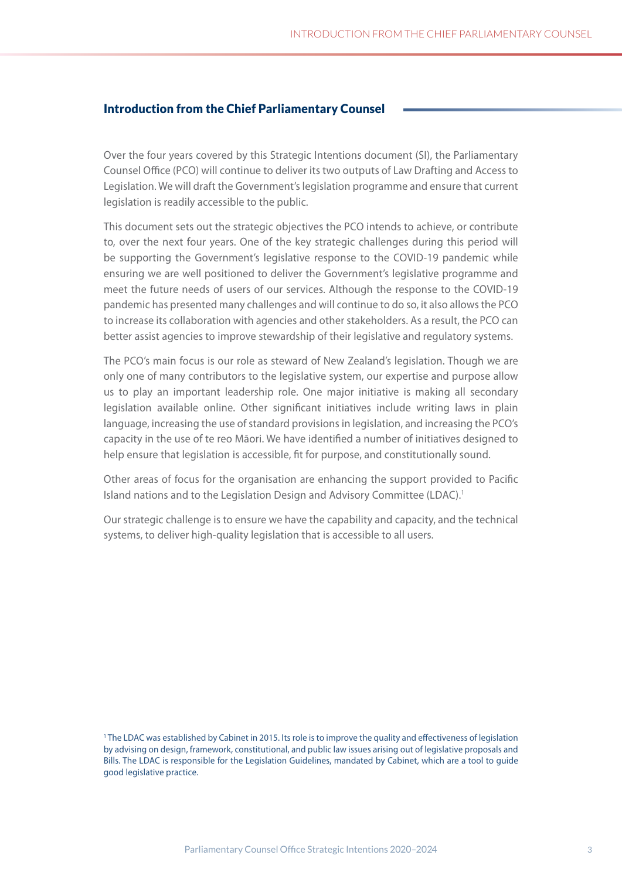## Introduction from the Chief Parliamentary Counsel

Over the four years covered by this Strategic Intentions document (SI), the Parliamentary Counsel Office (PCO) will continue to deliver its two outputs of Law Drafting and Access to Legislation. We will draft the Government's legislation programme and ensure that current legislation is readily accessible to the public.

This document sets out the strategic objectives the PCO intends to achieve, or contribute to, over the next four years. One of the key strategic challenges during this period will be supporting the Government's legislative response to the COVID-19 pandemic while ensuring we are well positioned to deliver the Government's legislative programme and meet the future needs of users of our services. Although the response to the COVID-19 pandemic has presented many challenges and will continue to do so, it also allows the PCO to increase its collaboration with agencies and other stakeholders. As a result, the PCO can better assist agencies to improve stewardship of their legislative and regulatory systems.

The PCO's main focus is our role as steward of New Zealand's legislation. Though we are only one of many contributors to the legislative system, our expertise and purpose allow us to play an important leadership role. One major initiative is making all secondary legislation available online. Other significant initiatives include writing laws in plain language, increasing the use of standard provisions in legislation, and increasing the PCO's capacity in the use of te reo Māori. We have identified a number of initiatives designed to help ensure that legislation is accessible, fit for purpose, and constitutionally sound.

Other areas of focus for the organisation are enhancing the support provided to Pacific Island nations and to the Legislation Design and Advisory Committee (LDAC).[1]

Our strategic challenge is to ensure we have the capability and capacity, and the technical systems, to deliver high-quality legislation that is accessible to all users.

[1] The LDAC was established by Cabinet in 2015. Its role is to improve the quality and effectiveness of legislation by advising on design, framework, constitutional, and public law issues arising out of legislative proposals and Bills. The LDAC is responsible for the Legislation Guidelines, mandated by Cabinet, which are a tool to guide good legislative practice.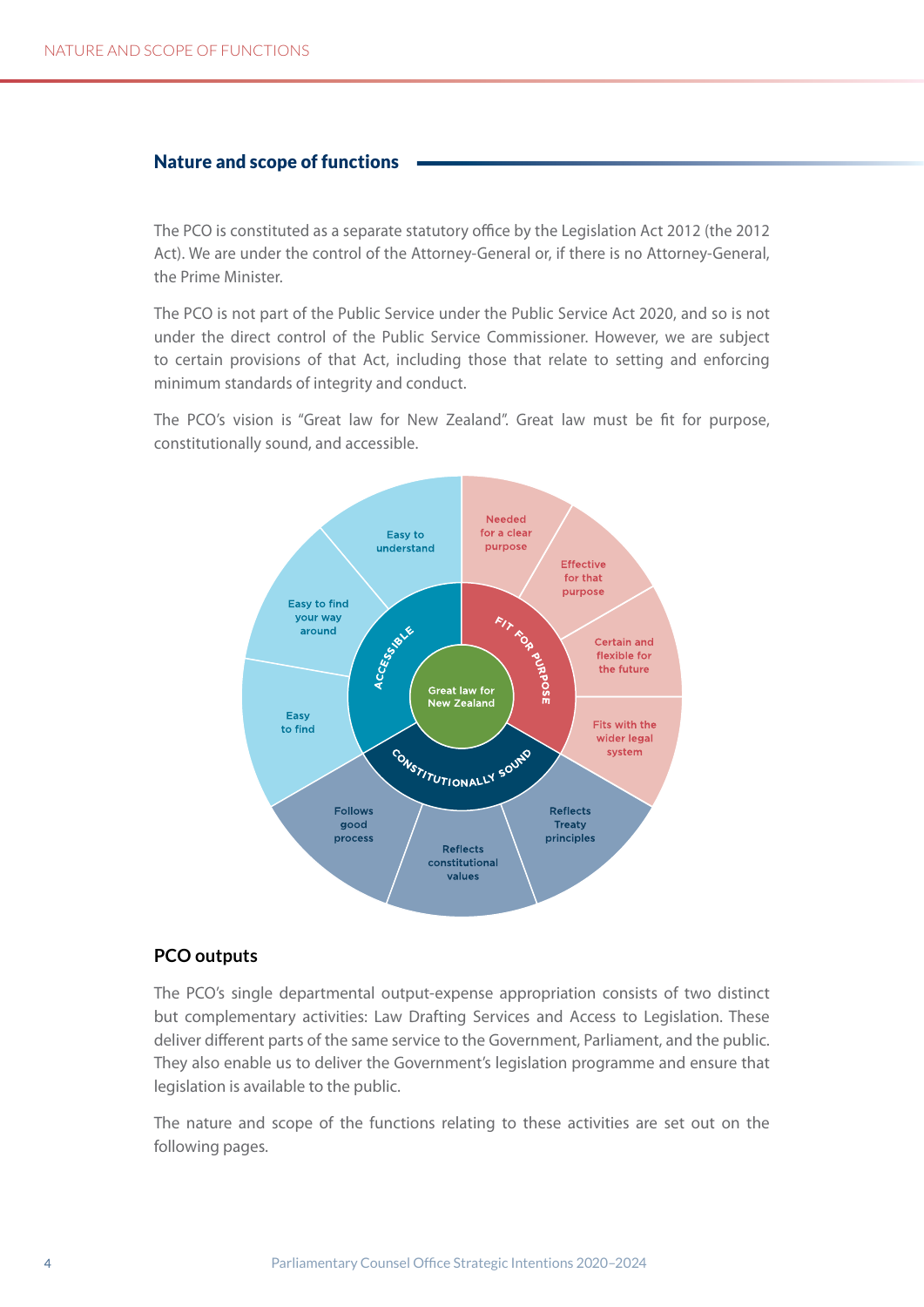## Nature and scope of functions

The PCO is constituted as a separate statutory office by the Legislation Act 2012 (the 2012 Act). We are under the control of the Attorney-General or, if there is no Attorney-General, the Prime Minister.

The PCO is not part of the Public Service under the Public Service Act 2020, and so is not under the direct control of the Public Service Commissioner. However, we are subject to certain provisions of that Act, including those that relate to setting and enforcing minimum standards of integrity and conduct.

The PCO's vision is "Great law for New Zealand". Great law must be fit for purpose, constitutionally sound, and accessible.

Great law for New Zealand

FIT FOR PURPOSE

Needed for a clear purpose

Effective for that purpose

Certain and flexible for the future

Fits with the wider legal system

CONSTITUTIONALLY SOUND

Reflects Treaty principles

Reflects constitutional values

Follows good process

ACCESSIBLE

Easy to find

Easy to find your way around

Easy to understand

### PCO outputs

The PCO's single departmental output-expense appropriation consists of two distinct but complementary activities: Law Drafting Services and Access to Legislation. These deliver different parts of the same service to the Government, Parliament, and the public. They also enable us to deliver the Government's legislation programme and ensure that legislation is available to the public.

The nature and scope of the functions relating to these activities are set out on the following pages.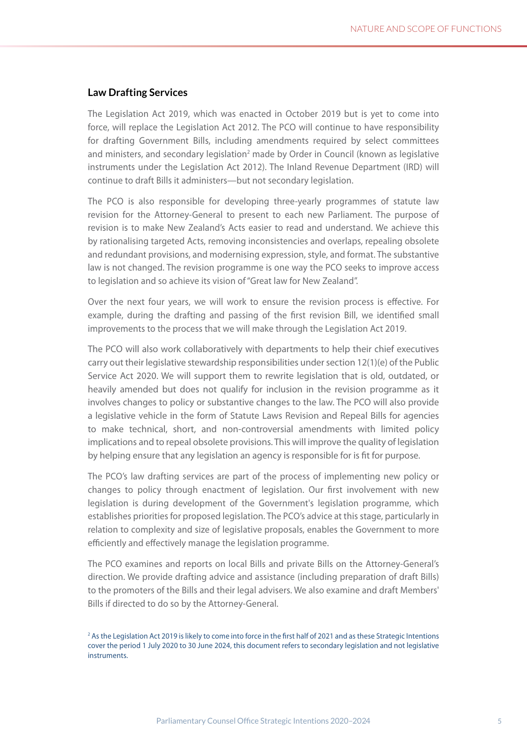### Law Drafting Services

The Legislation Act 2019, which was enacted in October 2019 but is yet to come into force, will replace the Legislation Act 2012. The PCO will continue to have responsibility for drafting Government Bills, including amendments required by select committees and ministers, and secondary legislation[2] made by Order in Council (known as legislative instruments under the Legislation Act 2012). The Inland Revenue Department (IRD) will continue to draft Bills it administers—but not secondary legislation.

The PCO is also responsible for developing three-yearly programmes of statute law revision for the Attorney-General to present to each new Parliament. The purpose of revision is to make New Zealand's Acts easier to read and understand. We achieve this by rationalising targeted Acts, removing inconsistencies and overlaps, repealing obsolete and redundant provisions, and modernising expression, style, and format. The substantive law is not changed. The revision programme is one way the PCO seeks to improve access to legislation and so achieve its vision of "Great law for New Zealand".

Over the next four years, we will work to ensure the revision process is effective. For example, during the drafting and passing of the first revision Bill, we identified small improvements to the process that we will make through the Legislation Act 2019.

The PCO will also work collaboratively with departments to help their chief executives carry out their legislative stewardship responsibilities under section 12(1)(e) of the Public Service Act 2020. We will support them to rewrite legislation that is old, outdated, or heavily amended but does not qualify for inclusion in the revision programme as it involves changes to policy or substantive changes to the law. The PCO will also provide a legislative vehicle in the form of Statute Laws Revision and Repeal Bills for agencies to make technical, short, and non-controversial amendments with limited policy implications and to repeal obsolete provisions. This will improve the quality of legislation by helping ensure that any legislation an agency is responsible for is fit for purpose.

The PCO's law drafting services are part of the process of implementing new policy or changes to policy through enactment of legislation. Our first involvement with new legislation is during development of the Government's legislation programme, which establishes priorities for proposed legislation. The PCO's advice at this stage, particularly in relation to complexity and size of legislative proposals, enables the Government to more efficiently and effectively manage the legislation programme.

The PCO examines and reports on local Bills and private Bills on the Attorney-General's direction. We provide drafting advice and assistance (including preparation of draft Bills) to the promoters of the Bills and their legal advisers. We also examine and draft Members' Bills if directed to do so by the Attorney-General.

[2] As the Legislation Act 2019 is likely to come into force in the first half of 2021 and as these Strategic Intentions cover the period 1 July 2020 to 30 June 2024, this document refers to secondary legislation and not legislative instruments.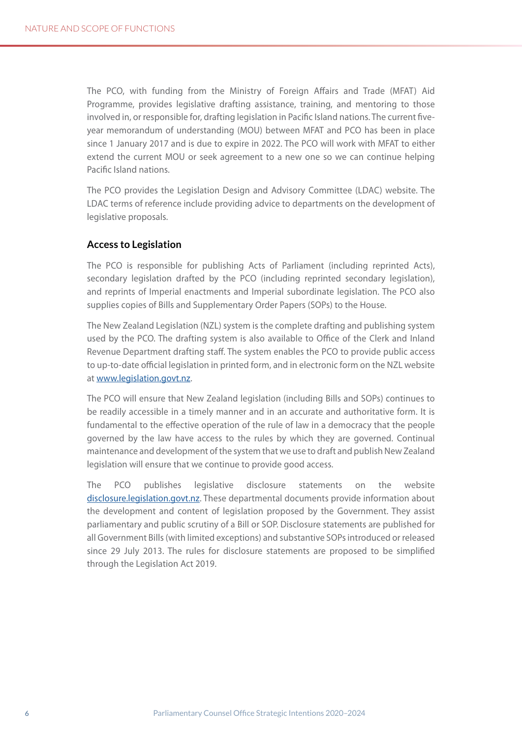The PCO, with funding from the Ministry of Foreign Affairs and Trade (MFAT) Aid Programme, provides legislative drafting assistance, training, and mentoring to those involved in, or responsible for, drafting legislation in Pacific Island nations. The current five-year memorandum of understanding (MOU) between MFAT and PCO has been in place since 1 January 2017 and is due to expire in 2022. The PCO will work with MFAT to either extend the current MOU or seek agreement to a new one so we can continue helping Pacific Island nations.

The PCO provides the Legislation Design and Advisory Committee (LDAC) website. The LDAC terms of reference include providing advice to departments on the development of legislative proposals.

### Access to Legislation

The PCO is responsible for publishing Acts of Parliament (including reprinted Acts), secondary legislation drafted by the PCO (including reprinted secondary legislation), and reprints of Imperial enactments and Imperial subordinate legislation. The PCO also supplies copies of Bills and Supplementary Order Papers (SOPs) to the House.

The New Zealand Legislation (NZL) system is the complete drafting and publishing system used by the PCO. The drafting system is also available to Office of the Clerk and Inland Revenue Department drafting staff. The system enables the PCO to provide public access to up-to-date official legislation in printed form, and in electronic form on the NZL website at www.legislation.govt.nz.

The PCO will ensure that New Zealand legislation (including Bills and SOPs) continues to be readily accessible in a timely manner and in an accurate and authoritative form. It is fundamental to the effective operation of the rule of law in a democracy that the people governed by the law have access to the rules by which they are governed. Continual maintenance and development of the system that we use to draft and publish New Zealand legislation will ensure that we continue to provide good access.

The PCO publishes legislative disclosure statements on the website disclosure.legislation.govt.nz. These departmental documents provide information about the development and content of legislation proposed by the Government. They assist parliamentary and public scrutiny of a Bill or SOP. Disclosure statements are published for all Government Bills (with limited exceptions) and substantive SOPs introduced or released since 29 July 2013. The rules for disclosure statements are proposed to be simplified through the Legislation Act 2019.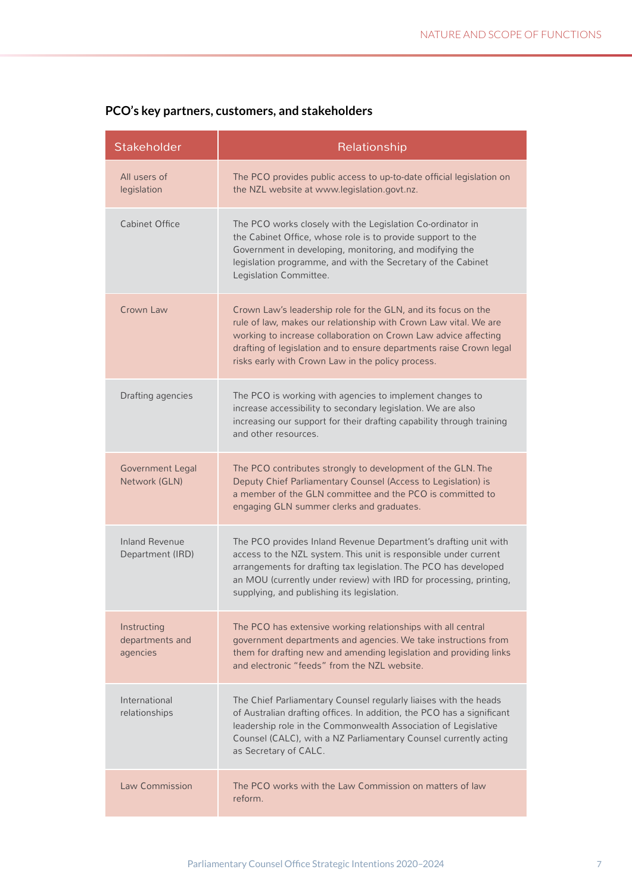## PCO's key partners, customers, and stakeholders

| Stakeholder | Relationship |
|---|---|
| All users of legislation | The PCO provides public access to up-to-date official legislation on the NZL website at www.legislation.govt.nz. |
| Cabinet Office | The PCO works closely with the Legislation Co-ordinator in the Cabinet Office, whose role is to provide support to the Government in developing, monitoring, and modifying the legislation programme, and with the Secretary of the Cabinet Legislation Committee. |
| Crown Law | Crown Law's leadership role for the GLN, and its focus on the rule of law, makes our relationship with Crown Law vital. We are working to increase collaboration on Crown Law advice affecting drafting of legislation and to ensure departments raise Crown legal risks early with Crown Law in the policy process. |
| Drafting agencies | The PCO is working with agencies to implement changes to increase accessibility to secondary legislation. We are also increasing our support for their drafting capability through training and other resources. |
| Government Legal Network (GLN) | The PCO contributes strongly to development of the GLN. The Deputy Chief Parliamentary Counsel (Access to Legislation) is a member of the GLN committee and the PCO is committed to engaging GLN summer clerks and graduates. |
| Inland Revenue Department (IRD) | The PCO provides Inland Revenue Department's drafting unit with access to the NZL system. This unit is responsible under current arrangements for drafting tax legislation. The PCO has developed an MOU (currently under review) with IRD for processing, printing, supplying, and publishing its legislation. |
| Instructing departments and agencies | The PCO has extensive working relationships with all central government departments and agencies. We take instructions from them for drafting new and amending legislation and providing links and electronic "feeds" from the NZL website. |
| International relationships | The Chief Parliamentary Counsel regularly liaises with the heads of Australian drafting offices. In addition, the PCO has a significant leadership role in the Commonwealth Association of Legislative Counsel (CALC), with a NZ Parliamentary Counsel currently acting as Secretary of CALC. |
| Law Commission | The PCO works with the Law Commission on matters of law reform. |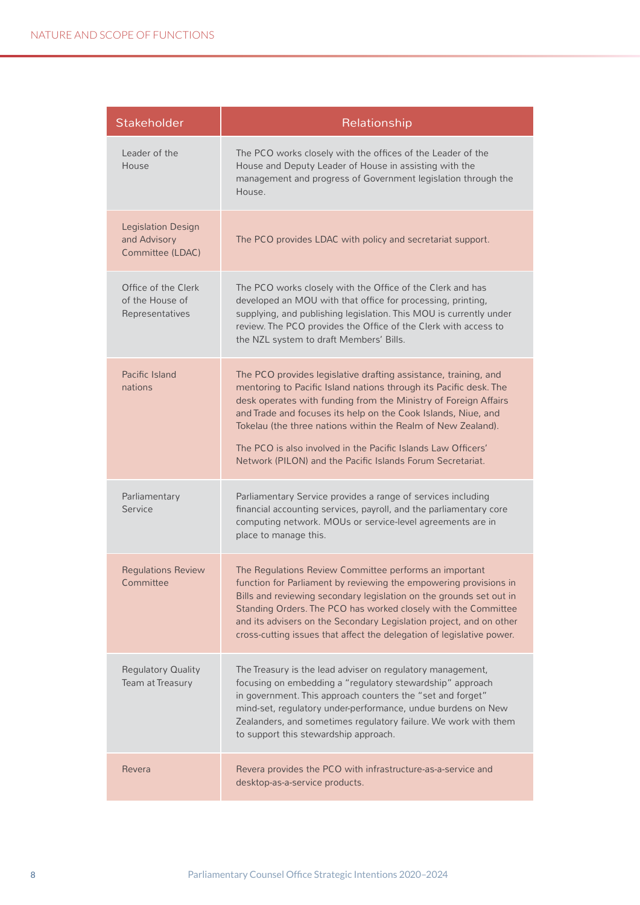| Stakeholder | Relationship |
|---|---|
| Leader of the House | The PCO works closely with the offices of the Leader of the House and Deputy Leader of House in assisting with the management and progress of Government legislation through the House. |
| Legislation Design and Advisory Committee (LDAC) | The PCO provides LDAC with policy and secretariat support. |
| Office of the Clerk of the House of Representatives | The PCO works closely with the Office of the Clerk and has developed an MOU with that office for processing, printing, supplying, and publishing legislation. This MOU is currently under review. The PCO provides the Office of the Clerk with access to the NZL system to draft Members' Bills. |
| Pacific Island nations | The PCO provides legislative drafting assistance, training, and mentoring to Pacific Island nations through its Pacific desk. The desk operates with funding from the Ministry of Foreign Affairs and Trade and focuses its help on the Cook Islands, Niue, and Tokelau (the three nations within the Realm of New Zealand).<br><br>The PCO is also involved in the Pacific Islands Law Officers' Network (PILON) and the Pacific Islands Forum Secretariat. |
| Parliamentary Service | Parliamentary Service provides a range of services including financial accounting services, payroll, and the parliamentary core computing network. MOUs or service-level agreements are in place to manage this. |
| Regulations Review Committee | The Regulations Review Committee performs an important function for Parliament by reviewing the empowering provisions in Bills and reviewing secondary legislation on the grounds set out in Standing Orders. The PCO has worked closely with the Committee and its advisers on the Secondary Legislation project, and on other cross-cutting issues that affect the delegation of legislative power. |
| Regulatory Quality Team at Treasury | The Treasury is the lead adviser on regulatory management, focusing on embedding a "regulatory stewardship" approach in government. This approach counters the "set and forget" mind-set, regulatory under-performance, undue burdens on New Zealanders, and sometimes regulatory failure. We work with them to support this stewardship approach. |
| Revera | Revera provides the PCO with infrastructure-as-a-service and desktop-as-a-service products. |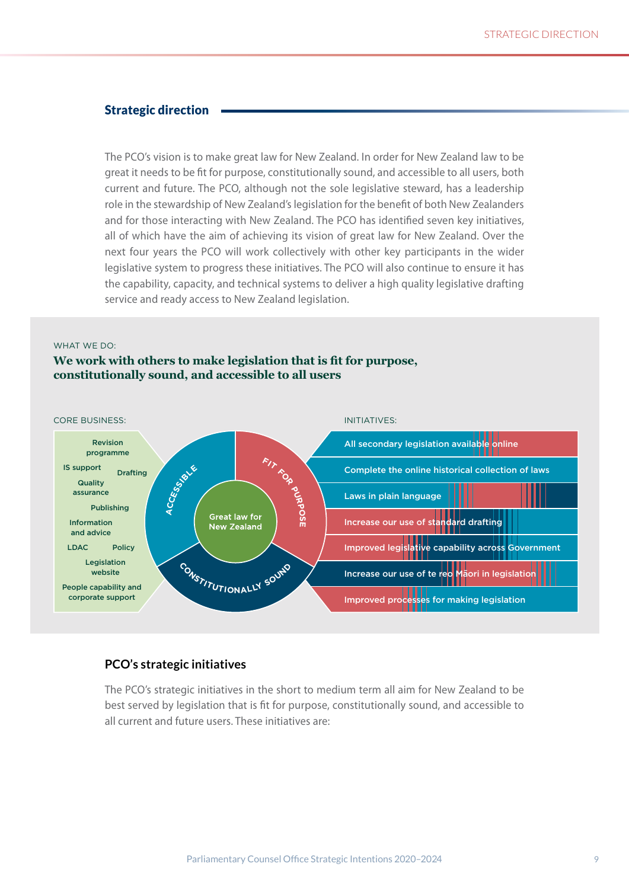## Strategic direction

The PCO's vision is to make great law for New Zealand. In order for New Zealand law to be great it needs to be fit for purpose, constitutionally sound, and accessible to all users, both current and future. The PCO, although not the sole legislative steward, has a leadership role in the stewardship of New Zealand's legislation for the benefit of both New Zealanders and for those interacting with New Zealand. The PCO has identified seven key initiatives, all of which have the aim of achieving its vision of great law for New Zealand. Over the next four years the PCO will work collectively with other key participants in the wider legislative system to progress these initiatives. The PCO will also continue to ensure it has the capability, capacity, and technical systems to deliver a high quality legislative drafting service and ready access to New Zealand legislation.

WHAT WE DO:

**We work with others to make legislation that is fit for purpose, constitutionally sound, and accessible to all users**

CORE BUSINESS:

Revision programme

IS support

Drafting

Quality assurance

Publishing

Information and advice

LDAC

Policy

Legislation website

People capability and corporate support

ACCESSIBLE

FIT FOR PURPOSE

CONSTITUTIONALLY SOUND

Great law for New Zealand

INITIATIVES:

All secondary legislation available online

Complete the online historical collection of laws

Laws in plain language

Increase our use of standard drafting

Improved legislative capability across Government

Increase our use of te reo Māori in legislation

Improved processes for making legislation

### PCO's strategic initiatives

The PCO's strategic initiatives in the short to medium term all aim for New Zealand to be best served by legislation that is fit for purpose, constitutionally sound, and accessible to all current and future users. These initiatives are: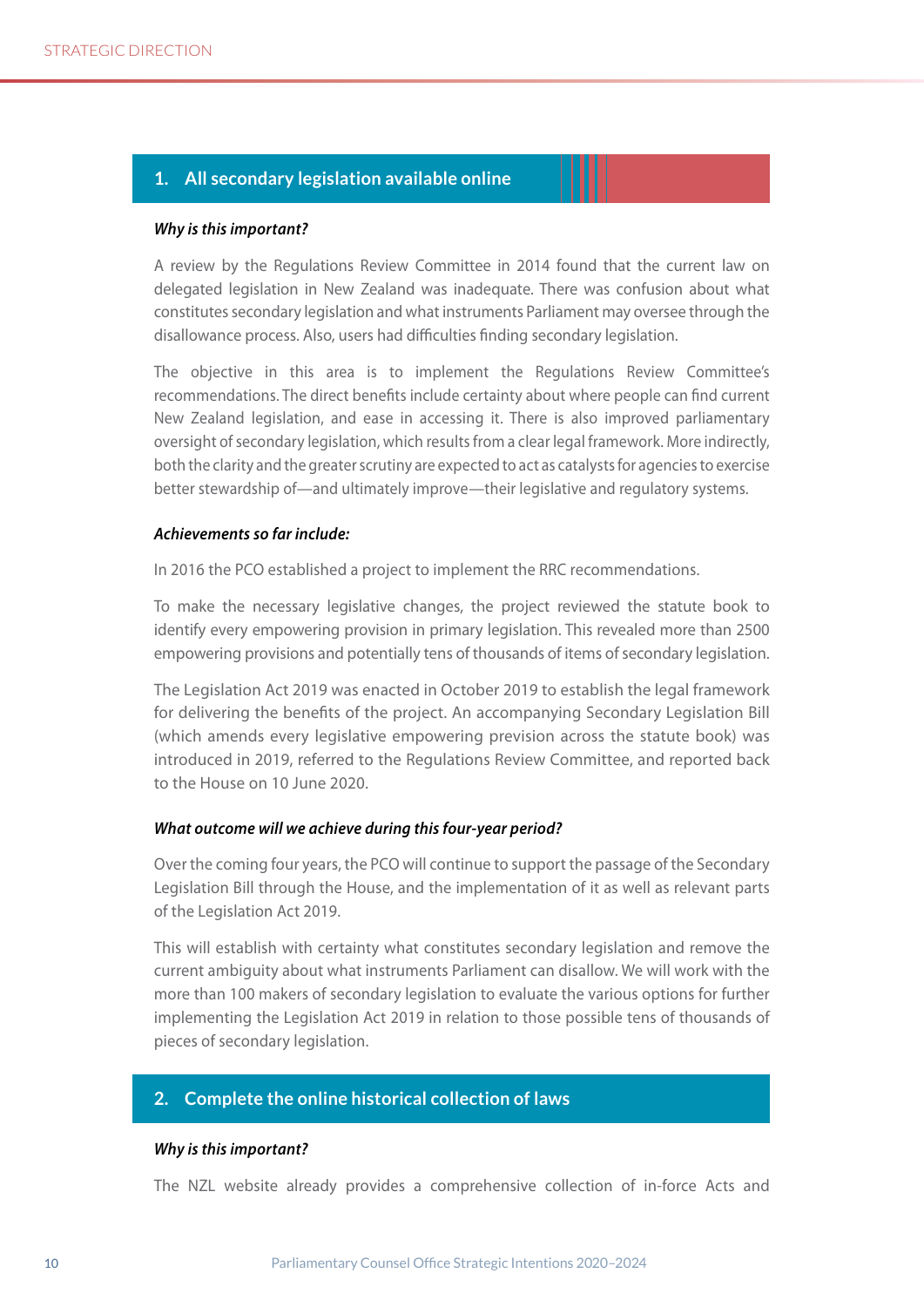## 1. All secondary legislation available online

***Why is this important?***

A review by the Regulations Review Committee in 2014 found that the current law on delegated legislation in New Zealand was inadequate. There was confusion about what constitutes secondary legislation and what instruments Parliament may oversee through the disallowance process. Also, users had difficulties finding secondary legislation.

The objective in this area is to implement the Regulations Review Committee's recommendations. The direct benefits include certainty about where people can find current New Zealand legislation, and ease in accessing it. There is also improved parliamentary oversight of secondary legislation, which results from a clear legal framework. More indirectly, both the clarity and the greater scrutiny are expected to act as catalysts for agencies to exercise better stewardship of—and ultimately improve—their legislative and regulatory systems.

***Achievements so far include:***

In 2016 the PCO established a project to implement the RRC recommendations.

To make the necessary legislative changes, the project reviewed the statute book to identify every empowering provision in primary legislation. This revealed more than 2500 empowering provisions and potentially tens of thousands of items of secondary legislation.

The Legislation Act 2019 was enacted in October 2019 to establish the legal framework for delivering the benefits of the project. An accompanying Secondary Legislation Bill (which amends every legislative empowering prevision across the statute book) was introduced in 2019, referred to the Regulations Review Committee, and reported back to the House on 10 June 2020.

***What outcome will we achieve during this four-year period?***

Over the coming four years, the PCO will continue to support the passage of the Secondary Legislation Bill through the House, and the implementation of it as well as relevant parts of the Legislation Act 2019.

This will establish with certainty what constitutes secondary legislation and remove the current ambiguity about what instruments Parliament can disallow. We will work with the more than 100 makers of secondary legislation to evaluate the various options for further implementing the Legislation Act 2019 in relation to those possible tens of thousands of pieces of secondary legislation.

## 2. Complete the online historical collection of laws

***Why is this important?***

The NZL website already provides a comprehensive collection of in-force Acts and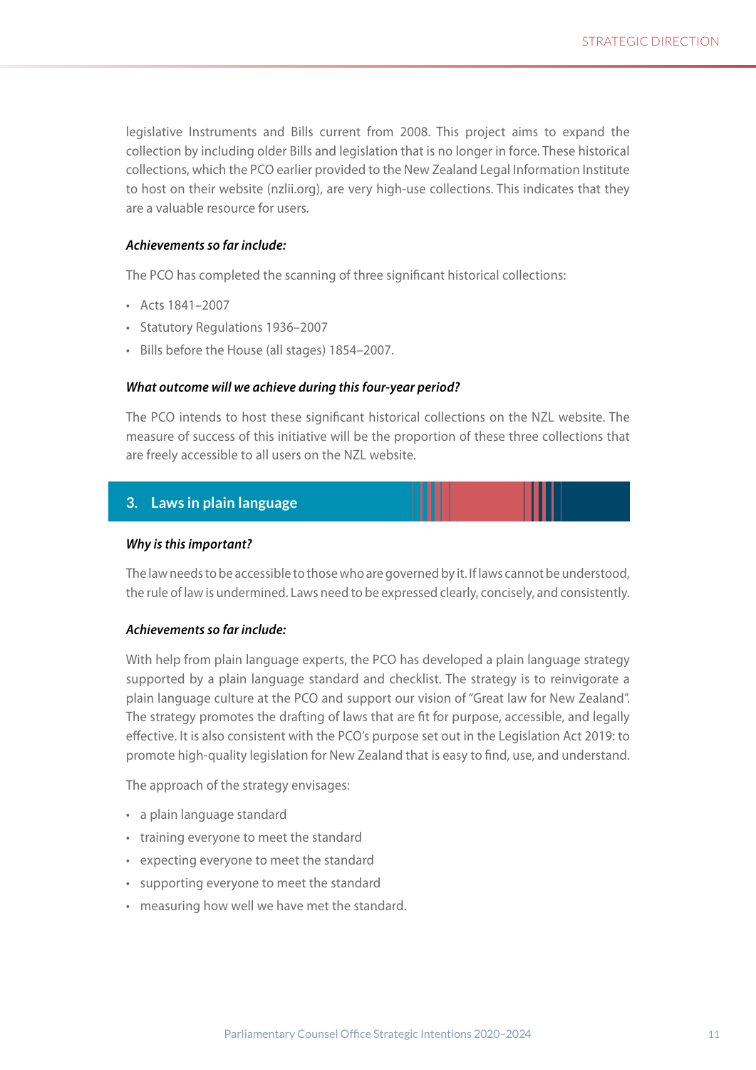legislative Instruments and Bills current from 2008. This project aims to expand the collection by including older Bills and legislation that is no longer in force. These historical collections, which the PCO earlier provided to the New Zealand Legal Information Institute to host on their website (nzlii.org), are very high-use collections. This indicates that they are a valuable resource for users.

***Achievements so far include:***

The PCO has completed the scanning of three significant historical collections:

- Acts 1841–2007
- Statutory Regulations 1936–2007
- Bills before the House (all stages) 1854–2007.

***What outcome will we achieve during this four-year period?***

The PCO intends to host these significant historical collections on the NZL website. The measure of success of this initiative will be the proportion of these three collections that are freely accessible to all users on the NZL website.

## 3. Laws in plain language

***Why is this important?***

The law needs to be accessible to those who are governed by it. If laws cannot be understood, the rule of law is undermined. Laws need to be expressed clearly, concisely, and consistently.

***Achievements so far include:***

With help from plain language experts, the PCO has developed a plain language strategy supported by a plain language standard and checklist. The strategy is to reinvigorate a plain language culture at the PCO and support our vision of "Great law for New Zealand". The strategy promotes the drafting of laws that are fit for purpose, accessible, and legally effective. It is also consistent with the PCO's purpose set out in the Legislation Act 2019: to promote high-quality legislation for New Zealand that is easy to find, use, and understand.

The approach of the strategy envisages:

- a plain language standard
- training everyone to meet the standard
- expecting everyone to meet the standard
- supporting everyone to meet the standard
- measuring how well we have met the standard.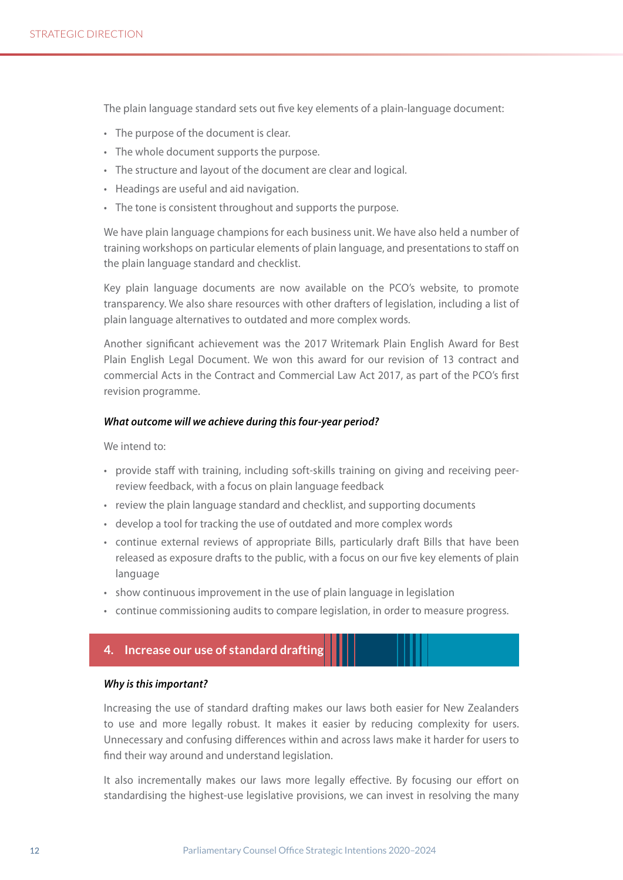The plain language standard sets out five key elements of a plain-language document:

- The purpose of the document is clear.
- The whole document supports the purpose.
- The structure and layout of the document are clear and logical.
- Headings are useful and aid navigation.
- The tone is consistent throughout and supports the purpose.

We have plain language champions for each business unit. We have also held a number of training workshops on particular elements of plain language, and presentations to staff on the plain language standard and checklist.

Key plain language documents are now available on the PCO's website, to promote transparency. We also share resources with other drafters of legislation, including a list of plain language alternatives to outdated and more complex words.

Another significant achievement was the 2017 Writemark Plain English Award for Best Plain English Legal Document. We won this award for our revision of 13 contract and commercial Acts in the Contract and Commercial Law Act 2017, as part of the PCO's first revision programme.

#### *What outcome will we achieve during this four-year period?*

We intend to:

- provide staff with training, including soft-skills training on giving and receiving peer-review feedback, with a focus on plain language feedback
- review the plain language standard and checklist, and supporting documents
- develop a tool for tracking the use of outdated and more complex words
- continue external reviews of appropriate Bills, particularly draft Bills that have been released as exposure drafts to the public, with a focus on our five key elements of plain language
- show continuous improvement in the use of plain language in legislation
- continue commissioning audits to compare legislation, in order to measure progress.

## 4. Increase our use of standard drafting

#### *Why is this important?*

Increasing the use of standard drafting makes our laws both easier for New Zealanders to use and more legally robust. It makes it easier by reducing complexity for users. Unnecessary and confusing differences within and across laws make it harder for users to find their way around and understand legislation.

It also incrementally makes our laws more legally effective. By focusing our effort on standardising the highest-use legislative provisions, we can invest in resolving the many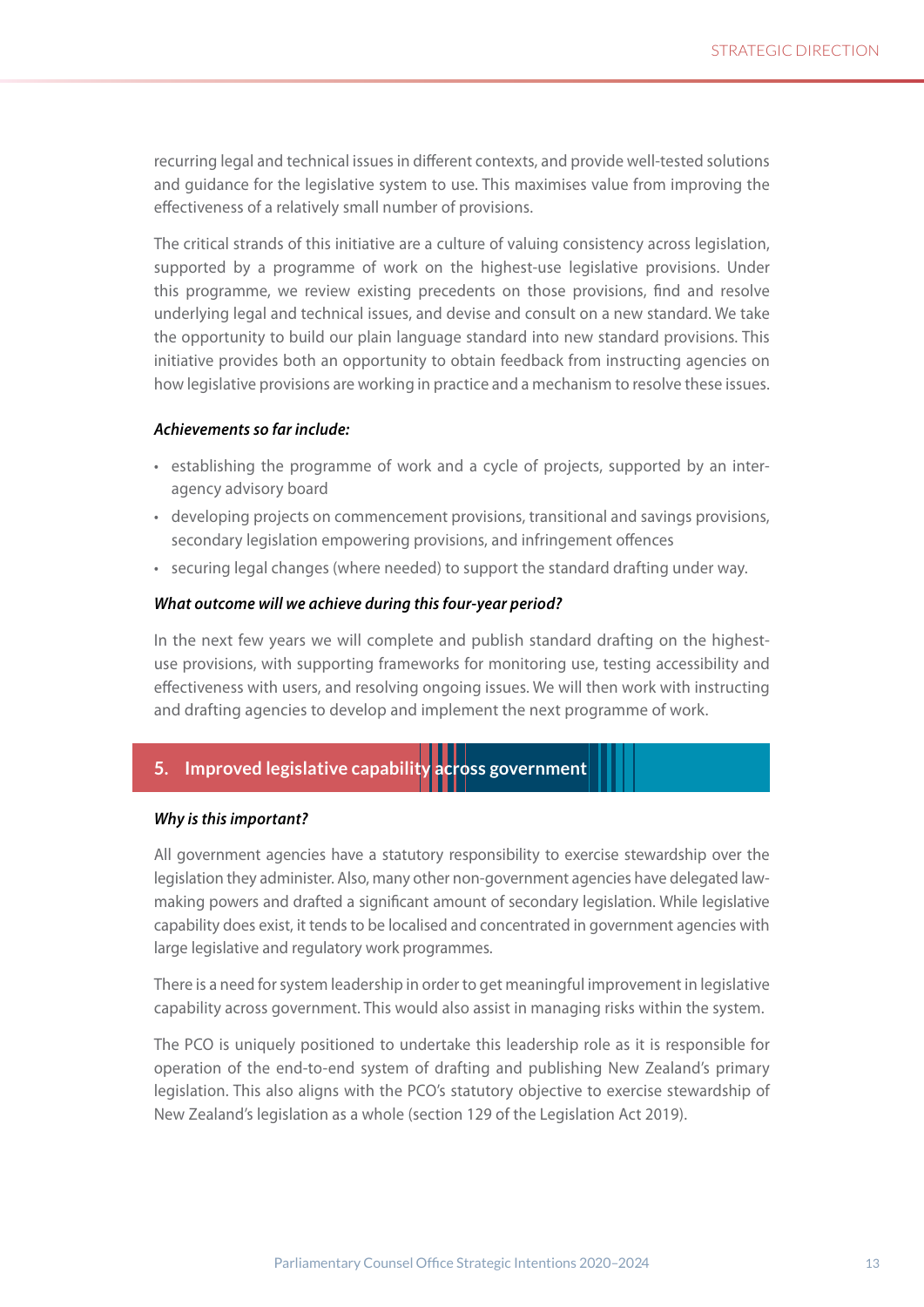recurring legal and technical issues in different contexts, and provide well-tested solutions and guidance for the legislative system to use. This maximises value from improving the effectiveness of a relatively small number of provisions.

The critical strands of this initiative are a culture of valuing consistency across legislation, supported by a programme of work on the highest-use legislative provisions. Under this programme, we review existing precedents on those provisions, find and resolve underlying legal and technical issues, and devise and consult on a new standard. We take the opportunity to build our plain language standard into new standard provisions. This initiative provides both an opportunity to obtain feedback from instructing agencies on how legislative provisions are working in practice and a mechanism to resolve these issues.

***Achievements so far include:***

- establishing the programme of work and a cycle of projects, supported by an inter-agency advisory board
- developing projects on commencement provisions, transitional and savings provisions, secondary legislation empowering provisions, and infringement offences
- securing legal changes (where needed) to support the standard drafting under way.

***What outcome will we achieve during this four-year period?***

In the next few years we will complete and publish standard drafting on the highest-use provisions, with supporting frameworks for monitoring use, testing accessibility and effectiveness with users, and resolving ongoing issues. We will then work with instructing and drafting agencies to develop and implement the next programme of work.

## 5. Improved legislative capability across government

***Why is this important?***

All government agencies have a statutory responsibility to exercise stewardship over the legislation they administer. Also, many other non-government agencies have delegated law-making powers and drafted a significant amount of secondary legislation. While legislative capability does exist, it tends to be localised and concentrated in government agencies with large legislative and regulatory work programmes.

There is a need for system leadership in order to get meaningful improvement in legislative capability across government. This would also assist in managing risks within the system.

The PCO is uniquely positioned to undertake this leadership role as it is responsible for operation of the end-to-end system of drafting and publishing New Zealand's primary legislation. This also aligns with the PCO's statutory objective to exercise stewardship of New Zealand's legislation as a whole (section 129 of the Legislation Act 2019).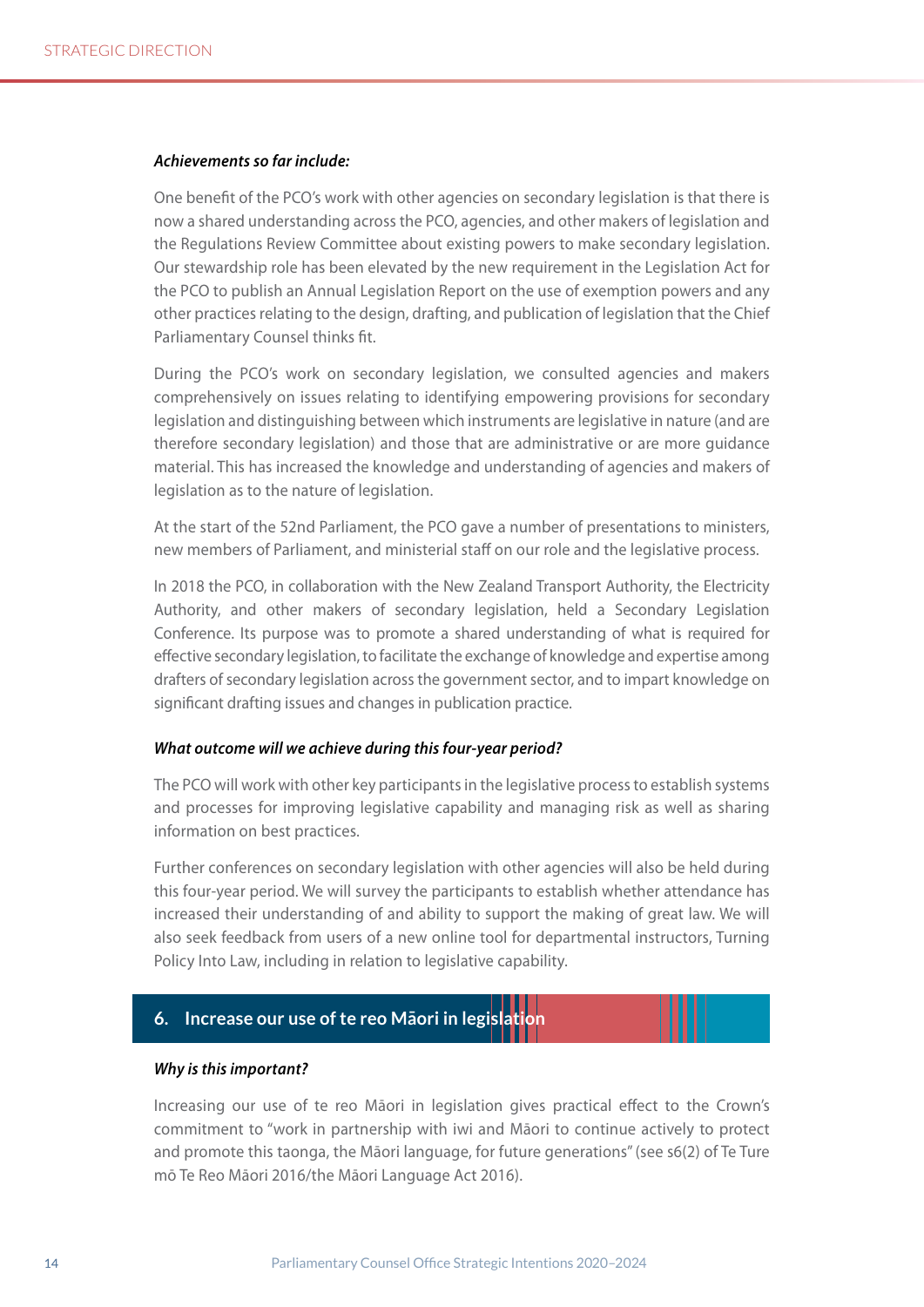***Achievements so far include:***

One benefit of the PCO's work with other agencies on secondary legislation is that there is now a shared understanding across the PCO, agencies, and other makers of legislation and the Regulations Review Committee about existing powers to make secondary legislation. Our stewardship role has been elevated by the new requirement in the Legislation Act for the PCO to publish an Annual Legislation Report on the use of exemption powers and any other practices relating to the design, drafting, and publication of legislation that the Chief Parliamentary Counsel thinks fit.

During the PCO's work on secondary legislation, we consulted agencies and makers comprehensively on issues relating to identifying empowering provisions for secondary legislation and distinguishing between which instruments are legislative in nature (and are therefore secondary legislation) and those that are administrative or are more guidance material. This has increased the knowledge and understanding of agencies and makers of legislation as to the nature of legislation.

At the start of the 52nd Parliament, the PCO gave a number of presentations to ministers, new members of Parliament, and ministerial staff on our role and the legislative process.

In 2018 the PCO, in collaboration with the New Zealand Transport Authority, the Electricity Authority, and other makers of secondary legislation, held a Secondary Legislation Conference. Its purpose was to promote a shared understanding of what is required for effective secondary legislation, to facilitate the exchange of knowledge and expertise among drafters of secondary legislation across the government sector, and to impart knowledge on significant drafting issues and changes in publication practice.

***What outcome will we achieve during this four-year period?***

The PCO will work with other key participants in the legislative process to establish systems and processes for improving legislative capability and managing risk as well as sharing information on best practices.

Further conferences on secondary legislation with other agencies will also be held during this four-year period. We will survey the participants to establish whether attendance has increased their understanding of and ability to support the making of great law. We will also seek feedback from users of a new online tool for departmental instructors, Turning Policy Into Law, including in relation to legislative capability.

## 6. Increase our use of te reo Māori in legislation

***Why is this important?***

Increasing our use of te reo Māori in legislation gives practical effect to the Crown's commitment to "work in partnership with iwi and Māori to continue actively to protect and promote this taonga, the Māori language, for future generations" (see s6(2) of Te Ture mō Te Reo Māori 2016/the Māori Language Act 2016).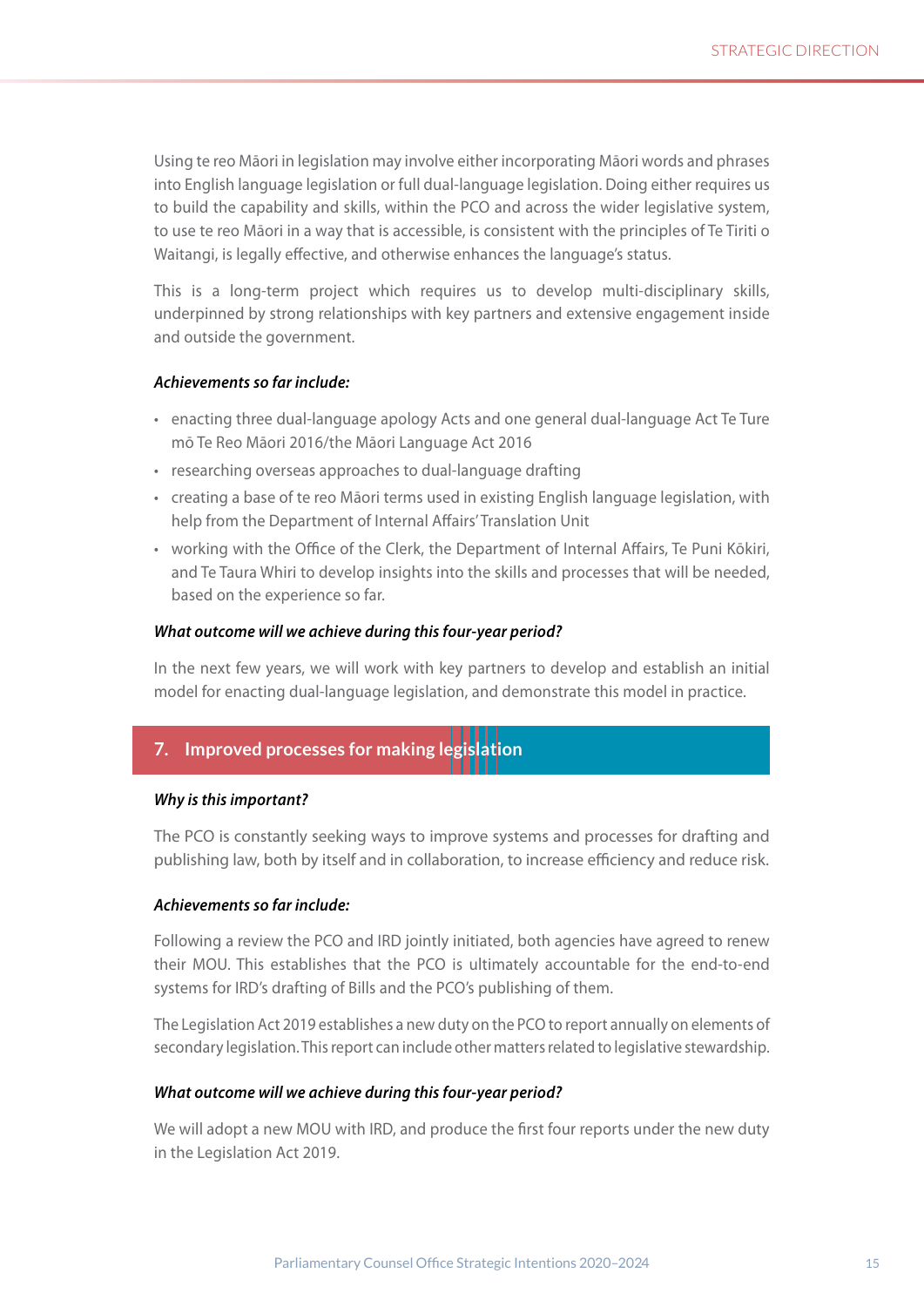Using te reo Māori in legislation may involve either incorporating Māori words and phrases into English language legislation or full dual-language legislation. Doing either requires us to build the capability and skills, within the PCO and across the wider legislative system, to use te reo Māori in a way that is accessible, is consistent with the principles of Te Tiriti o Waitangi, is legally effective, and otherwise enhances the language's status.

This is a long-term project which requires us to develop multi-disciplinary skills, underpinned by strong relationships with key partners and extensive engagement inside and outside the government.

***Achievements so far include:***

- enacting three dual-language apology Acts and one general dual-language Act Te Ture mō Te Reo Māori 2016/the Māori Language Act 2016
- researching overseas approaches to dual-language drafting
- creating a base of te reo Māori terms used in existing English language legislation, with help from the Department of Internal Affairs' Translation Unit
- working with the Office of the Clerk, the Department of Internal Affairs, Te Puni Kōkiri, and Te Taura Whiri to develop insights into the skills and processes that will be needed, based on the experience so far.

***What outcome will we achieve during this four-year period?***

In the next few years, we will work with key partners to develop and establish an initial model for enacting dual-language legislation, and demonstrate this model in practice.

## 7. Improved processes for making legislation

***Why is this important?***

The PCO is constantly seeking ways to improve systems and processes for drafting and publishing law, both by itself and in collaboration, to increase efficiency and reduce risk.

***Achievements so far include:***

Following a review the PCO and IRD jointly initiated, both agencies have agreed to renew their MOU. This establishes that the PCO is ultimately accountable for the end-to-end systems for IRD's drafting of Bills and the PCO's publishing of them.

The Legislation Act 2019 establishes a new duty on the PCO to report annually on elements of secondary legislation. This report can include other matters related to legislative stewardship.

***What outcome will we achieve during this four-year period?***

We will adopt a new MOU with IRD, and produce the first four reports under the new duty in the Legislation Act 2019.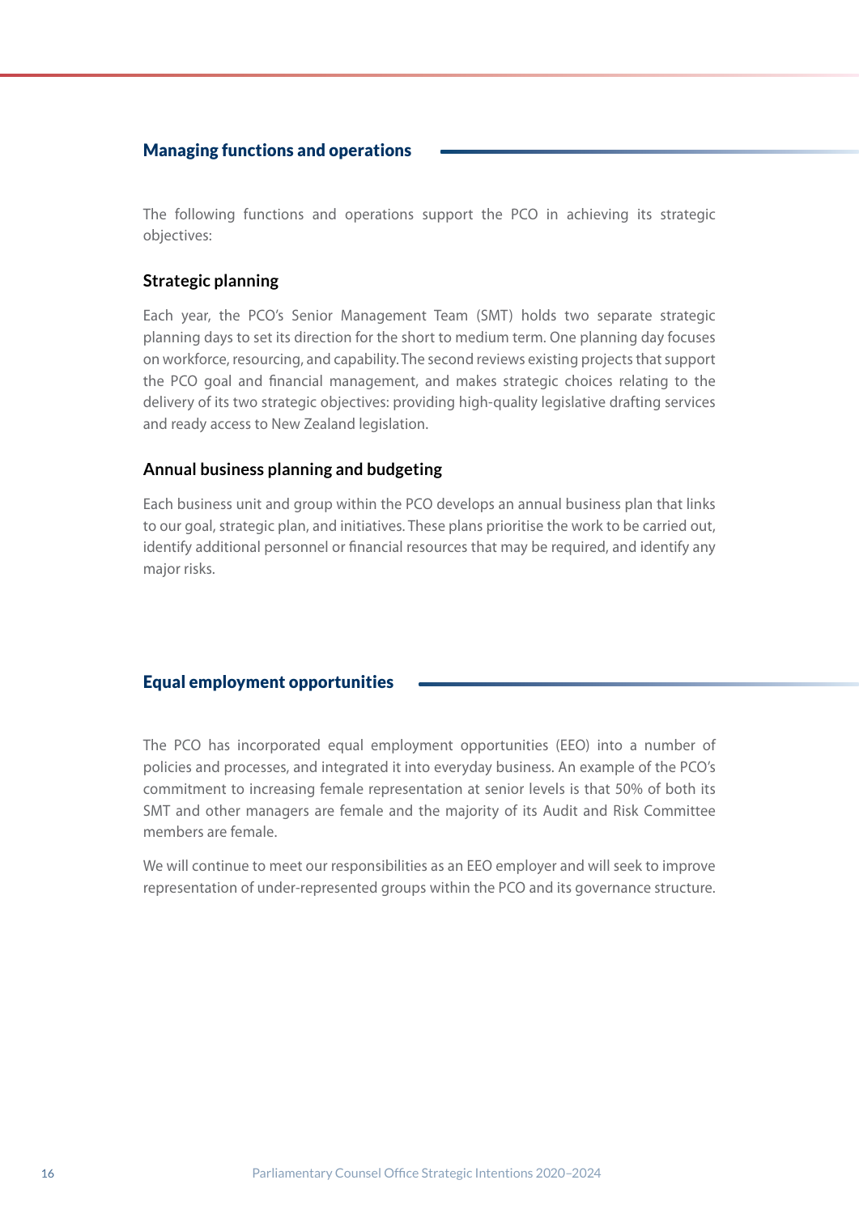## Managing functions and operations

The following functions and operations support the PCO in achieving its strategic objectives:

### Strategic planning

Each year, the PCO's Senior Management Team (SMT) holds two separate strategic planning days to set its direction for the short to medium term. One planning day focuses on workforce, resourcing, and capability. The second reviews existing projects that support the PCO goal and financial management, and makes strategic choices relating to the delivery of its two strategic objectives: providing high-quality legislative drafting services and ready access to New Zealand legislation.

### Annual business planning and budgeting

Each business unit and group within the PCO develops an annual business plan that links to our goal, strategic plan, and initiatives. These plans prioritise the work to be carried out, identify additional personnel or financial resources that may be required, and identify any major risks.

## Equal employment opportunities

The PCO has incorporated equal employment opportunities (EEO) into a number of policies and processes, and integrated it into everyday business. An example of the PCO's commitment to increasing female representation at senior levels is that 50% of both its SMT and other managers are female and the majority of its Audit and Risk Committee members are female.

We will continue to meet our responsibilities as an EEO employer and will seek to improve representation of under-represented groups within the PCO and its governance structure.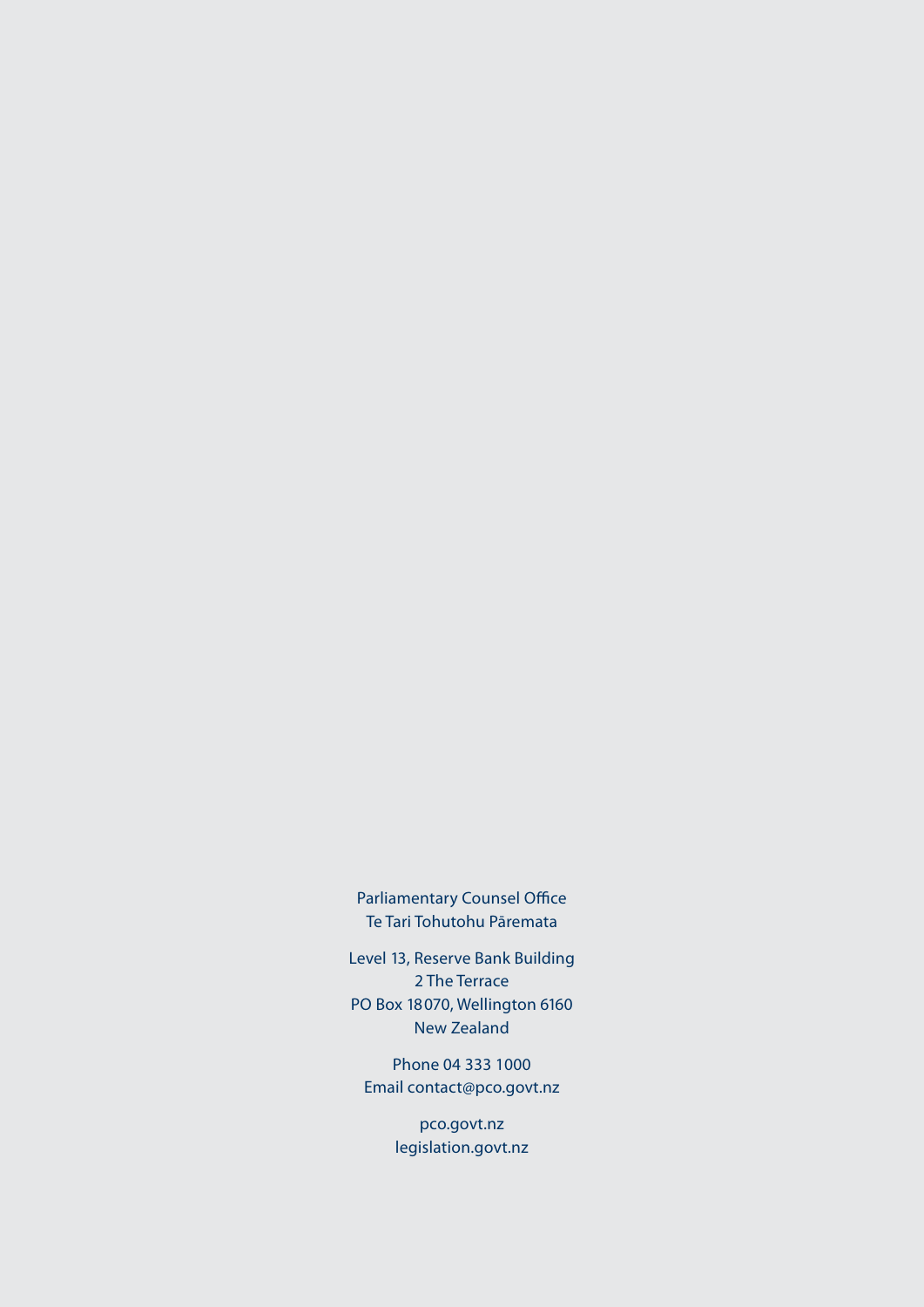Parliamentary Counsel Office
Te Tari Tohutohu Pāremata

Level 13, Reserve Bank Building
2 The Terrace
PO Box 18070, Wellington 6160
New Zealand

Phone 04 333 1000
Email contact@pco.govt.nz

pco.govt.nz
legislation.govt.nz